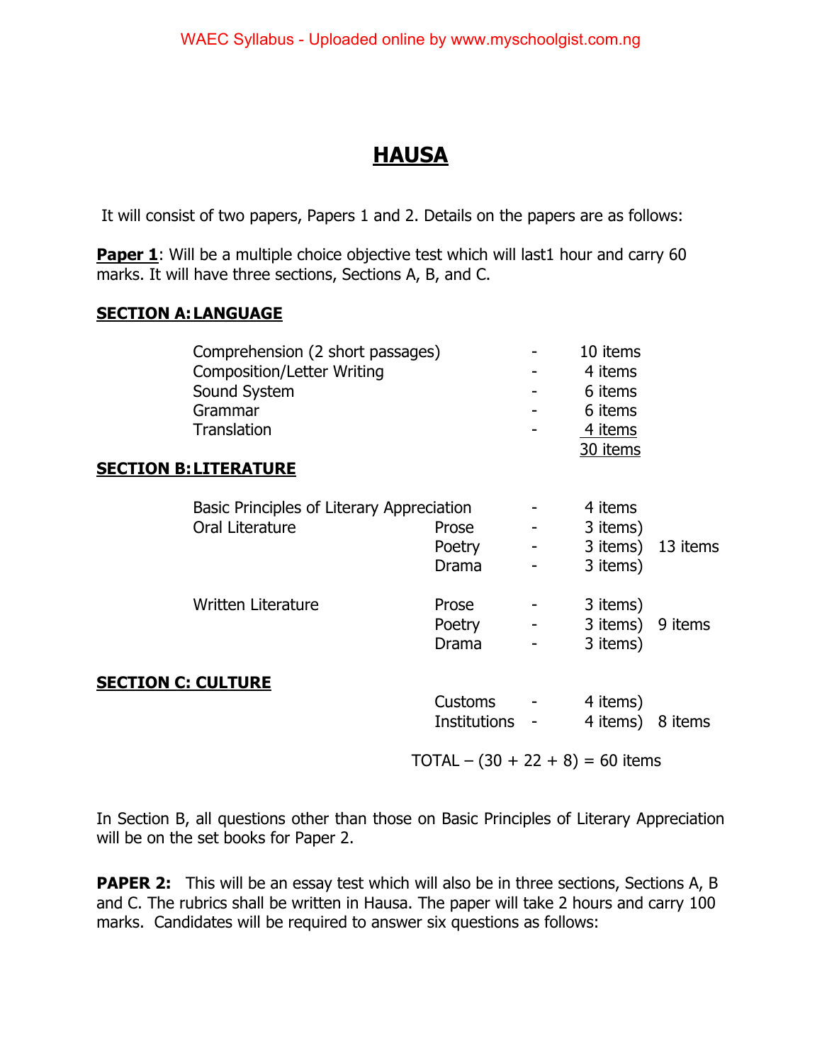# HAUSA

It will consist of two papers, Papers 1 and 2. Details on the papers are as follows:

**Paper 1**: Will be a multiple choice objective test which will last1 hour and carry 60 marks. It will have three sections, Sections A, B, and C.

**SECTION A: LANGUAGE**

| | | |
|---|---|---|
| Comprehension (2 short passages) | - | 10 items |
| Composition/Letter Writing | - | 4 items |
| Sound System | - | 6 items |
| Grammar | - | 6 items |
| Translation | - | 4 items |
| | | 30 items |

**SECTION B: LITERATURE**

| | | | | |
|---|---|---|---|---|
| Basic Principles of Literary Appreciation | | - | 4 items | |
| Oral Literature | Prose | - | 3 items) | |
| | Poetry | - | 3 items) | 13 items |
| | Drama | - | 3 items) | |
| Written Literature | Prose | - | 3 items) | |
| | Poetry | - | 3 items) | 9 items |
| | Drama | - | 3 items) | |

**SECTION C: CULTURE**

| | | | |
|---|---|---|---|
| Customs | - | 4 items) | |
| Institutions | - | 4 items) | 8 items |

TOTAL – (30 + 22 + 8) = 60 items

In Section B, all questions other than those on Basic Principles of Literary Appreciation will be on the set books for Paper 2.

**PAPER 2:** This will be an essay test which will also be in three sections, Sections A, B and C. The rubrics shall be written in Hausa. The paper will take 2 hours and carry 100 marks. Candidates will be required to answer six questions as follows: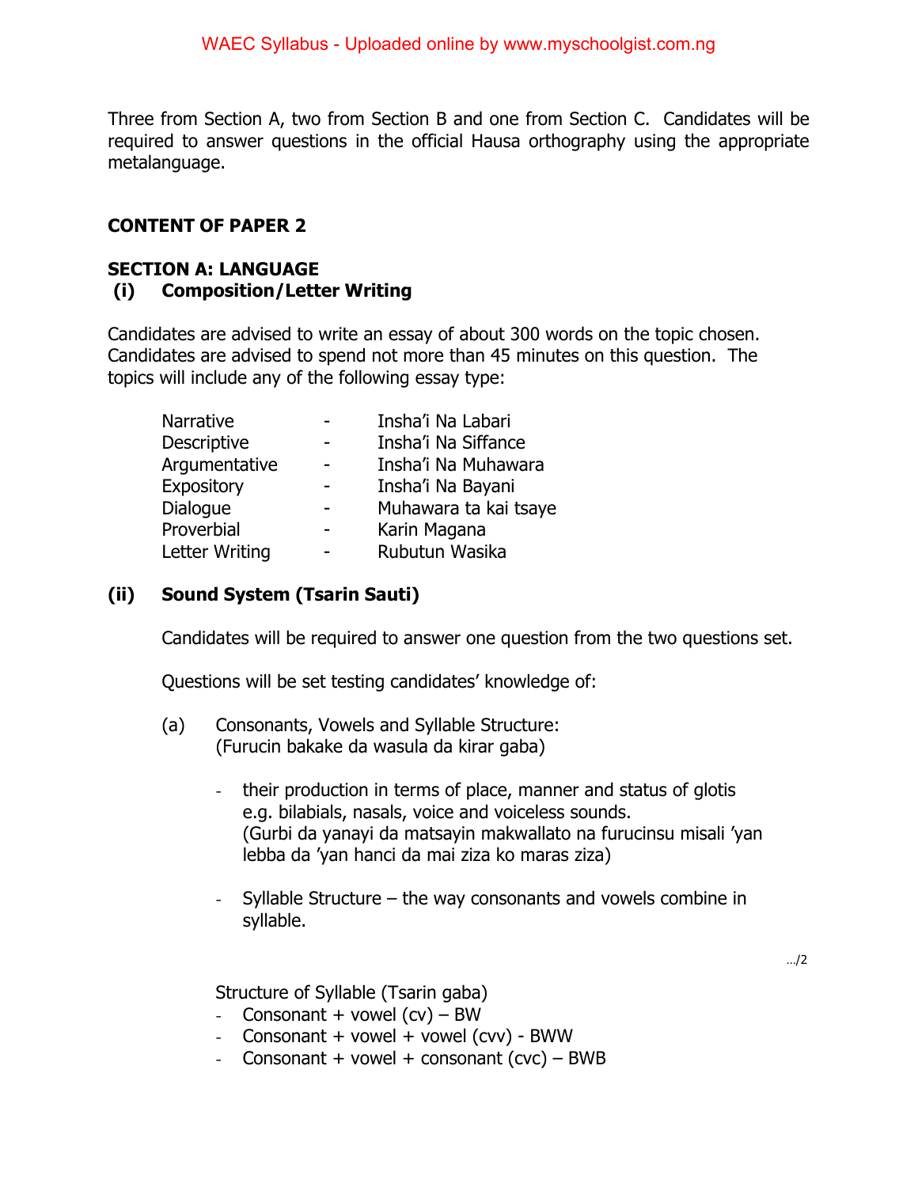Three from Section A, two from Section B and one from Section C. Candidates will be required to answer questions in the official Hausa orthography using the appropriate metalanguage.

## CONTENT OF PAPER 2

### SECTION A: LANGUAGE

#### (i) Composition/Letter Writing

Candidates are advised to write an essay of about 300 words on the topic chosen. Candidates are advised to spend not more than 45 minutes on this question. The topics will include any of the following essay type:

| | | |
|---|---|---|
| Narrative | - | Insha'i Na Labari |
| Descriptive | - | Insha'i Na Siffance |
| Argumentative | - | Insha'i Na Muhawara |
| Expository | - | Insha'i Na Bayani |
| Dialogue | - | Muhawara ta kai tsaye |
| Proverbial | - | Karin Magana |
| Letter Writing | - | Rubutun Wasika |

#### (ii) Sound System (Tsarin Sauti)

Candidates will be required to answer one question from the two questions set.

Questions will be set testing candidates' knowledge of:

(a) Consonants, Vowels and Syllable Structure:
(Furucin bakake da wasula da kirar gaba)

- their production in terms of place, manner and status of glotis e.g. bilabials, nasals, voice and voiceless sounds.
(Gurbi da yanayi da matsayin makwallato na furucinsu misali 'yan lebba da 'yan hanci da mai ziza ko maras ziza)

- Syllable Structure – the way consonants and vowels combine in syllable.

Structure of Syllable (Tsarin gaba)
- Consonant + vowel (cv) – BW
- Consonant + vowel + vowel (cvv) - BWW
- Consonant + vowel + consonant (cvc) – BWB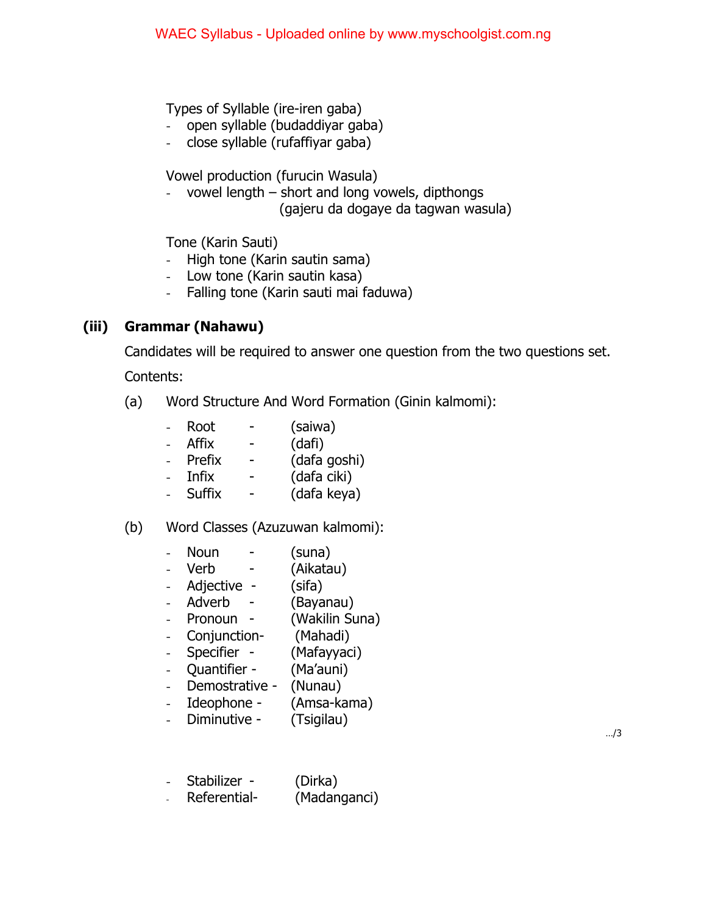Types of Syllable (ire-iren gaba)

- open syllable (budaddiyar gaba)
- close syllable (rufaffiyar gaba)

Vowel production (furucin Wasula)

- vowel length – short and long vowels, dipthongs
  (gajeru da dogaye da tagwan wasula)

Tone (Karin Sauti)

- High tone (Karin sautin sama)
- Low tone (Karin sautin kasa)
- Falling tone (Karin sauti mai faduwa)

### (iii) Grammar (Nahawu)

Candidates will be required to answer one question from the two questions set.

Contents:

(a) Word Structure And Word Formation (Ginin kalmomi):

- Root - (saiwa)
- Affix - (dafi)
- Prefix - (dafa goshi)
- Infix - (dafa ciki)
- Suffix - (dafa keya)

(b) Word Classes (Azuzuwan kalmomi):

- Noun - (suna)
- Verb - (Aikatau)
- Adjective - (sifa)
- Adverb - (Bayanau)
- Pronoun - (Wakilin Suna)
- Conjunction- (Mahadi)
- Specifier - (Mafayyaci)
- Quantifier - (Ma'auni)
- Demostrative - (Nunau)
- Ideophone - (Amsa-kama)
- Diminutive - (Tsigilau)
- Stabilizer - (Dirka)
- Referential- (Madanganci)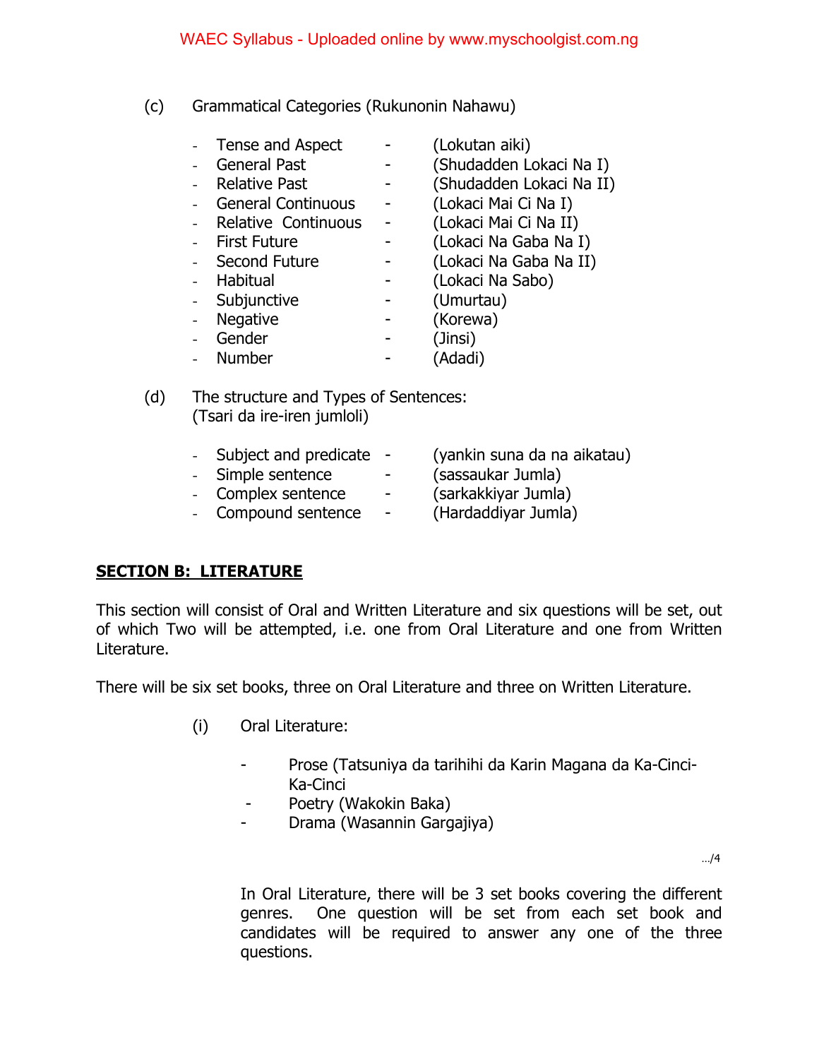(c) Grammatical Categories (Rukunonin Nahawu)

- Tense and Aspect - (Lokutan aiki)
- General Past - (Shudadden Lokaci Na I)
- Relative Past - (Shudadden Lokaci Na II)
- General Continuous - (Lokaci Mai Ci Na I)
- Relative Continuous - (Lokaci Mai Ci Na II)
- First Future - (Lokaci Na Gaba Na I)
- Second Future - (Lokaci Na Gaba Na II)
- Habitual - (Lokaci Na Sabo)
- Subjunctive - (Umurtau)
- Negative - (Korewa)
- Gender - (Jinsi)
- Number - (Adadi)

(d) The structure and Types of Sentences:
(Tsari da ire-iren jumloli)

- Subject and predicate - (yankin suna da na aikatau)
- Simple sentence - (sassaukar Jumla)
- Complex sentence - (sarkakkiyar Jumla)
- Compound sentence - (Hardaddiyar Jumla)

## SECTION B: LITERATURE

This section will consist of Oral and Written Literature and six questions will be set, out of which Two will be attempted, i.e. one from Oral Literature and one from Written Literature.

There will be six set books, three on Oral Literature and three on Written Literature.

(i) Oral Literature:

- Prose (Tatsuniya da tarihihi da Karin Magana da Ka-Cinci-Ka-Cinci
- Poetry (Wakokin Baka)
- Drama (Wasannin Gargajiya)

In Oral Literature, there will be 3 set books covering the different genres. One question will be set from each set book and candidates will be required to answer any one of the three questions.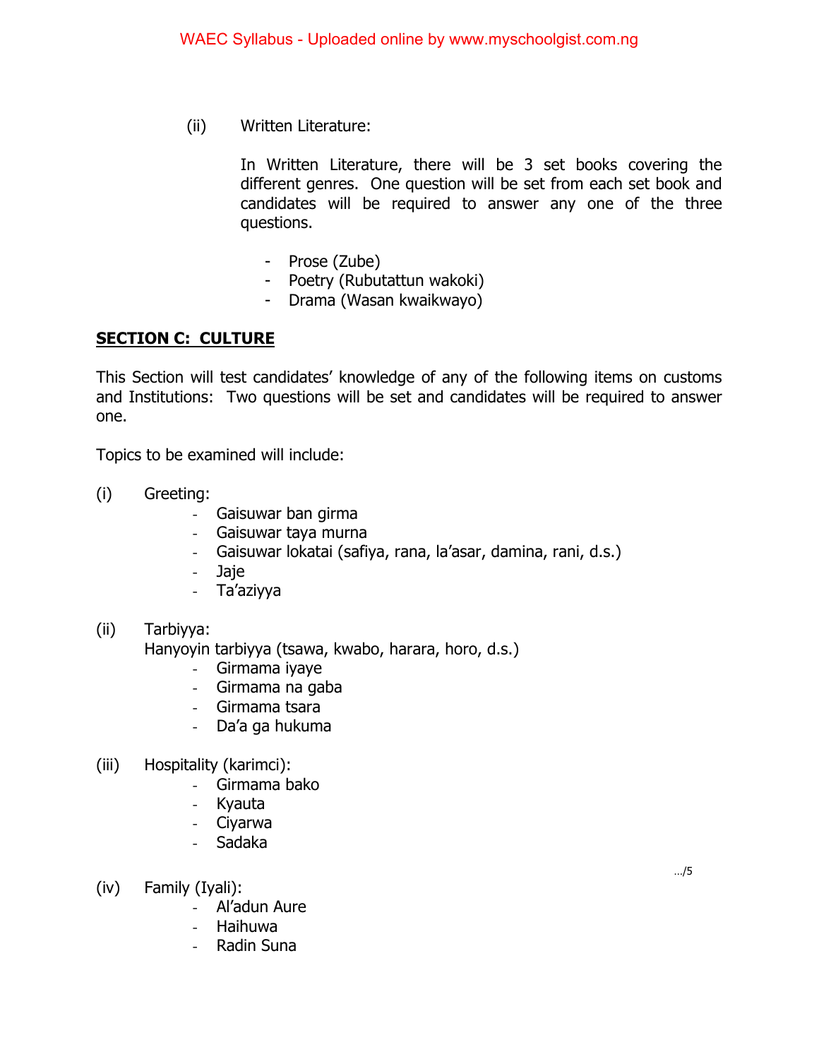(ii) Written Literature:

In Written Literature, there will be 3 set books covering the different genres. One question will be set from each set book and candidates will be required to answer any one of the three questions.

- Prose (Zube)
- Poetry (Rubutattun wakoki)
- Drama (Wasan kwaikwayo)

## SECTION C: CULTURE

This Section will test candidates' knowledge of any of the following items on customs and Institutions: Two questions will be set and candidates will be required to answer one.

Topics to be examined will include:

(i) Greeting:
- Gaisuwar ban girma
- Gaisuwar taya murna
- Gaisuwar lokatai (safiya, rana, la'asar, damina, rani, d.s.)
- Jaje
- Ta'aziyya

(ii) Tarbiyya:
Hanyoyin tarbiyya (tsawa, kwabo, harara, horo, d.s.)
- Girmama iyaye
- Girmama na gaba
- Girmama tsara
- Da'a ga hukuma

(iii) Hospitality (karimci):
- Girmama bako
- Kyauta
- Ciyarwa
- Sadaka

(iv) Family (Iyali):
- Al'adun Aure
- Haihuwa
- Radin Suna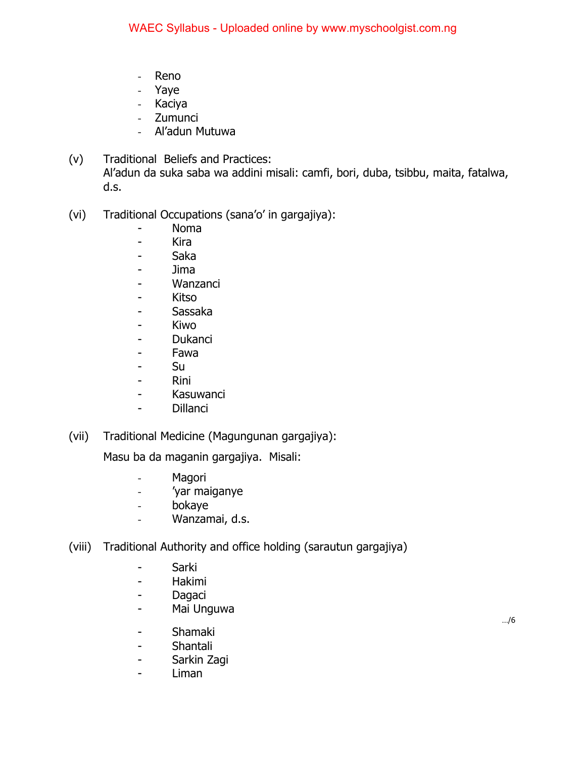- Reno
- Yaye
- Kaciya
- Zumunci
- Al'adun Mutuwa

(v) Traditional Beliefs and Practices:
Al'adun da suka saba wa addini misali: camfi, bori, duba, tsibbu, maita, fatalwa, d.s.

(vi) Traditional Occupations (sana'o' in gargajiya):

- Noma
- Kira
- Saka
- Jima
- Wanzanci
- Kitso
- Sassaka
- Kiwo
- Dukanci
- Fawa
- Su
- Rini
- Kasuwanci
- Dillanci

(vii) Traditional Medicine (Magungunan gargajiya):

Masu ba da maganin gargajiya. Misali:

- Magori
- 'yar maiganye
- bokaye
- Wanzamai, d.s.

(viii) Traditional Authority and office holding (sarautun gargajiya)

- Sarki
- Hakimi
- Dagaci
- Mai Unguwa
- Shamaki
- Shantali
- Sarkin Zagi
- Liman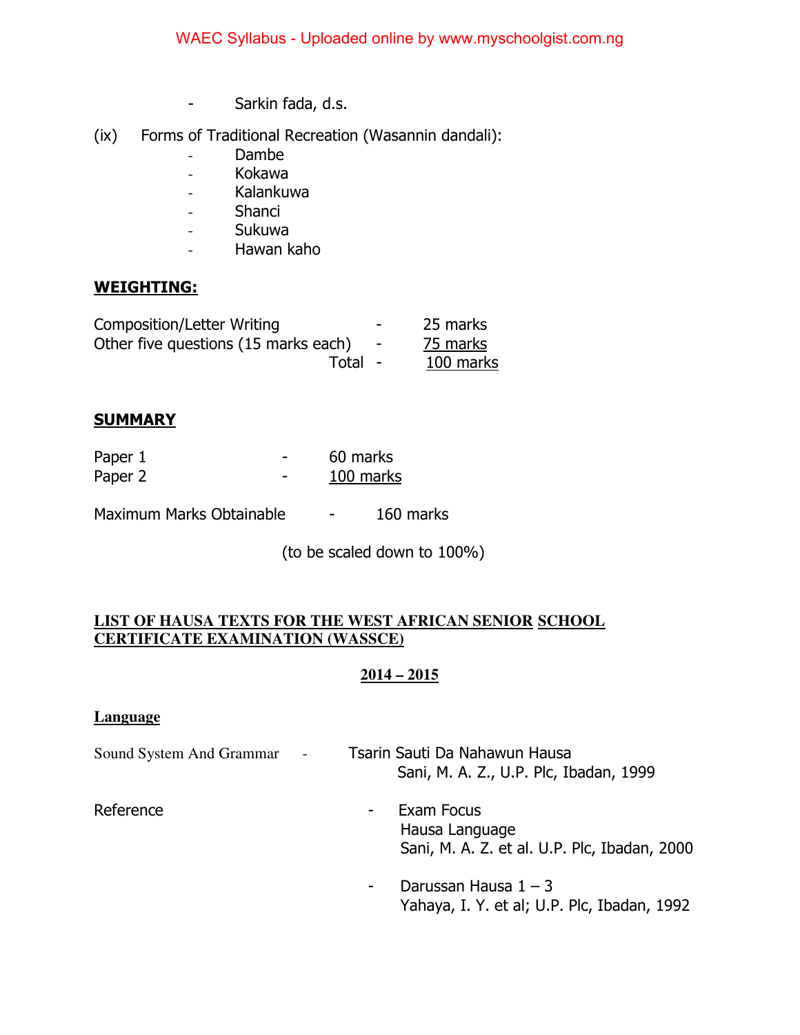- Sarkin fada, d.s.

(ix) Forms of Traditional Recreation (Wasannin dandali):
- Dambe
- Kokawa
- Kalankuwa
- Shanci
- Sukuwa
- Hawan kaho

**WEIGHTING:**

| | | |
|---|---|---|
| Composition/Letter Writing | - | 25 marks |
| Other five questions (15 marks each) | - | 75 marks |
| Total | - | 100 marks |

**SUMMARY**

| | | |
|---|---|---|
| Paper 1 | - | 60 marks |
| Paper 2 | - | 100 marks |

Maximum Marks Obtainable - 160 marks

(to be scaled down to 100%)

**LIST OF HAUSA TEXTS FOR THE WEST AFRICAN SENIOR SCHOOL CERTIFICATE EXAMINATION (WASSCE)**

**2014 – 2015**

**Language**

Sound System And Grammar - Tsarin Sauti Da Nahawun Hausa
Sani, M. A. Z., U.P. Plc, Ibadan, 1999

Reference
- Exam Focus
  Hausa Language
  Sani, M. A. Z. et al. U.P. Plc, Ibadan, 2000
- Darussan Hausa 1 – 3
  Yahaya, I. Y. et al; U.P. Plc, Ibadan, 1992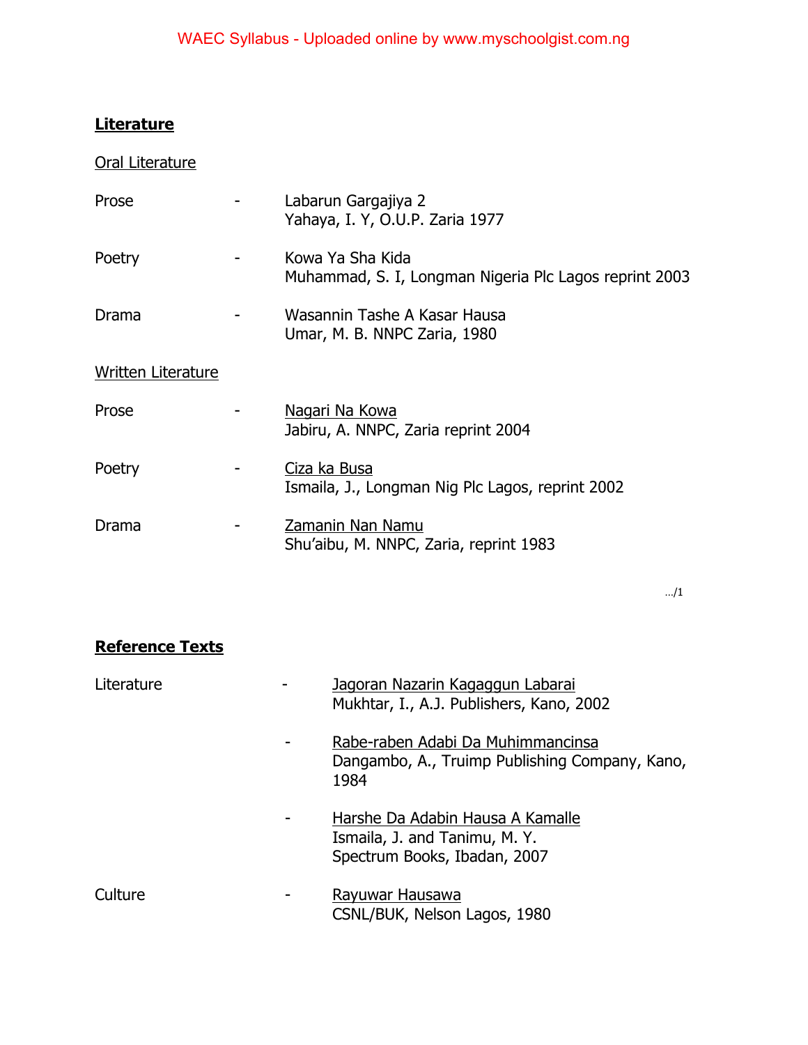## Literature

### Oral Literature

| | | |
|---|---|---|
| Prose | - | Labarun Gargajiya 2<br>Yahaya, I. Y, O.U.P. Zaria 1977 |
| Poetry | - | Kowa Ya Sha Kida<br>Muhammad, S. I, Longman Nigeria Plc Lagos reprint 2003 |
| Drama | - | Wasannin Tashe A Kasar Hausa<br>Umar, M. B. NNPC Zaria, 1980 |

### Written Literature

| | | |
|---|---|---|
| Prose | - | Nagari Na Kowa<br>Jabiru, A. NNPC, Zaria reprint 2004 |
| Poetry | - | Ciza ka Busa<br>Ismaila, J., Longman Nig Plc Lagos, reprint 2002 |
| Drama | - | Zamanin Nan Namu<br>Shu'aibu, M. NNPC, Zaria, reprint 1983 |

…/1

## Reference Texts

| | | |
|---|---|---|
| Literature | - | Jagoran Nazarin Kagaggun Labarai<br>Mukhtar, I., A.J. Publishers, Kano, 2002 |
| | - | Rabe-raben Adabi Da Muhimmancinsa<br>Dangambo, A., Truimp Publishing Company, Kano, 1984 |
| | - | Harshe Da Adabin Hausa A Kamalle<br>Ismaila, J. and Tanimu, M. Y.<br>Spectrum Books, Ibadan, 2007 |
| Culture | - | Rayuwar Hausawa<br>CSNL/BUK, Nelson Lagos, 1980 |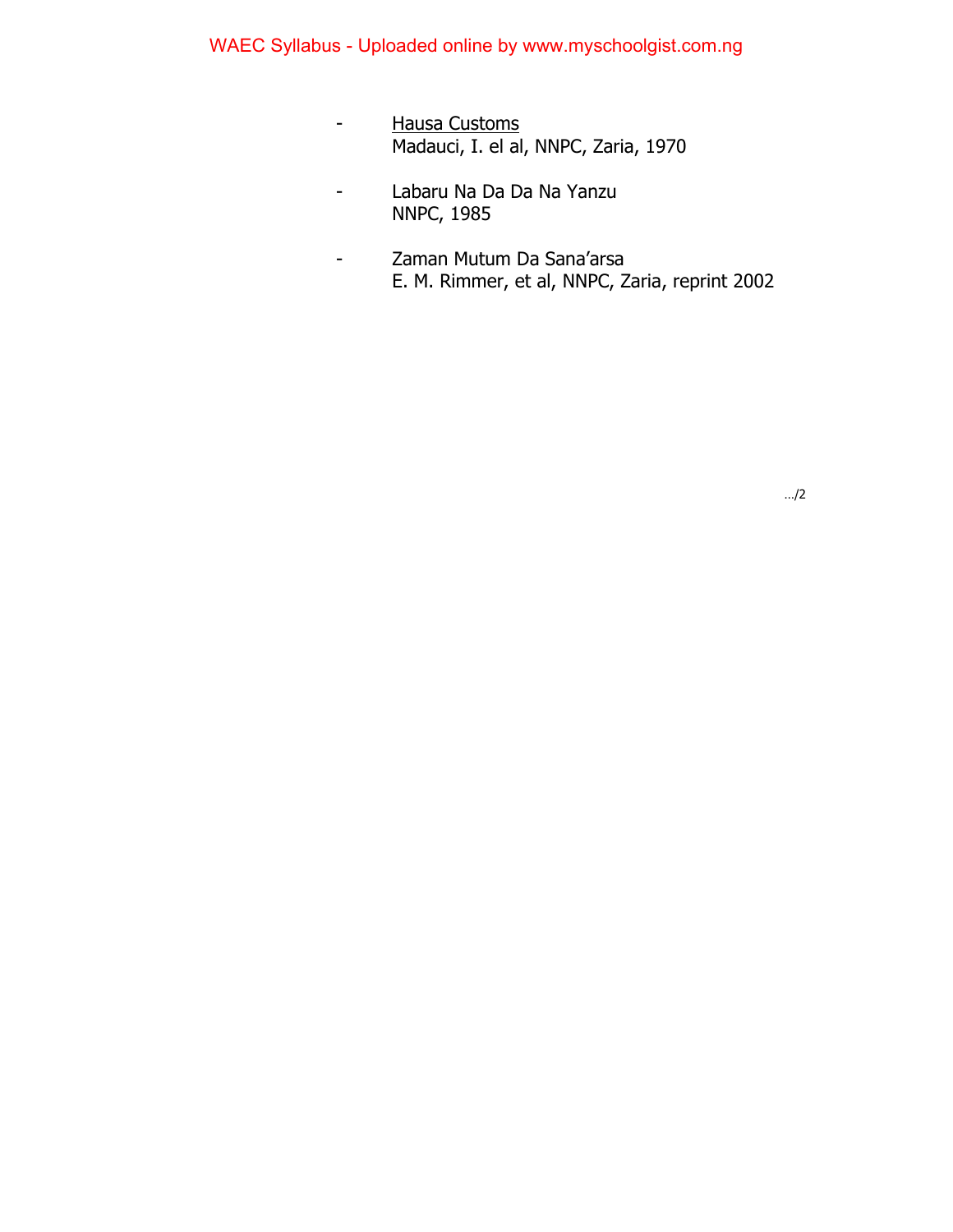- Hausa Customs
  Madauci, I. el al, NNPC, Zaria, 1970

- Labaru Na Da Da Na Yanzu
  NNPC, 1985

- Zaman Mutum Da Sana'arsa
  E. M. Rimmer, et al, NNPC, Zaria, reprint 2002

…/2